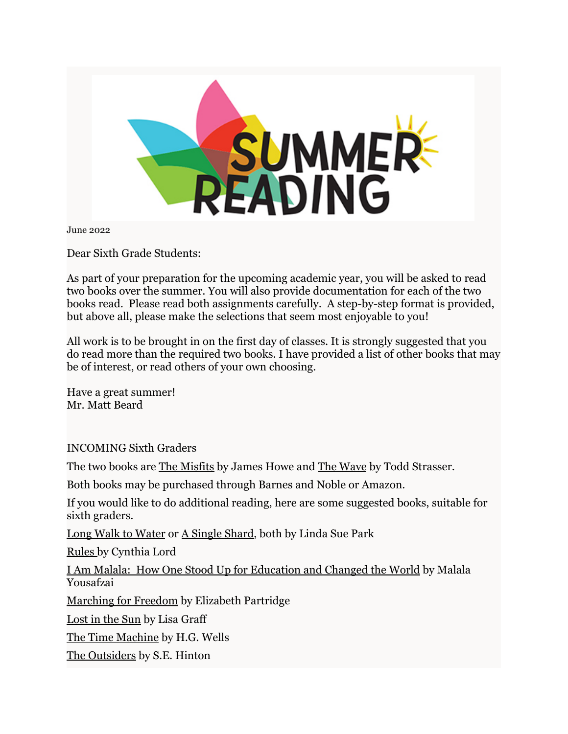# SUMMER READING

June 2022

Dear Sixth Grade Students:

As part of your preparation for the upcoming academic year, you will be asked to read two books over the summer. You will also provide documentation for each of the two books read. Please read both assignments carefully. A step-by-step format is provided, but above all, please make the selections that seem most enjoyable to you!

All work is to be brought in on the first day of classes. It is strongly suggested that you do read more than the required two books. I have provided a list of other books that may be of interest, or read others of your own choosing.

Have a great summer!
Mr. Matt Beard

INCOMING Sixth Graders

The two books are The Misfits by James Howe and The Wave by Todd Strasser.

Both books may be purchased through Barnes and Noble or Amazon.

If you would like to do additional reading, here are some suggested books, suitable for sixth graders.

Long Walk to Water or A Single Shard, both by Linda Sue Park

Rules by Cynthia Lord

I Am Malala: How One Stood Up for Education and Changed the World by Malala Yousafzai

Marching for Freedom by Elizabeth Partridge

Lost in the Sun by Lisa Graff

The Time Machine by H.G. Wells

The Outsiders by S.E. Hinton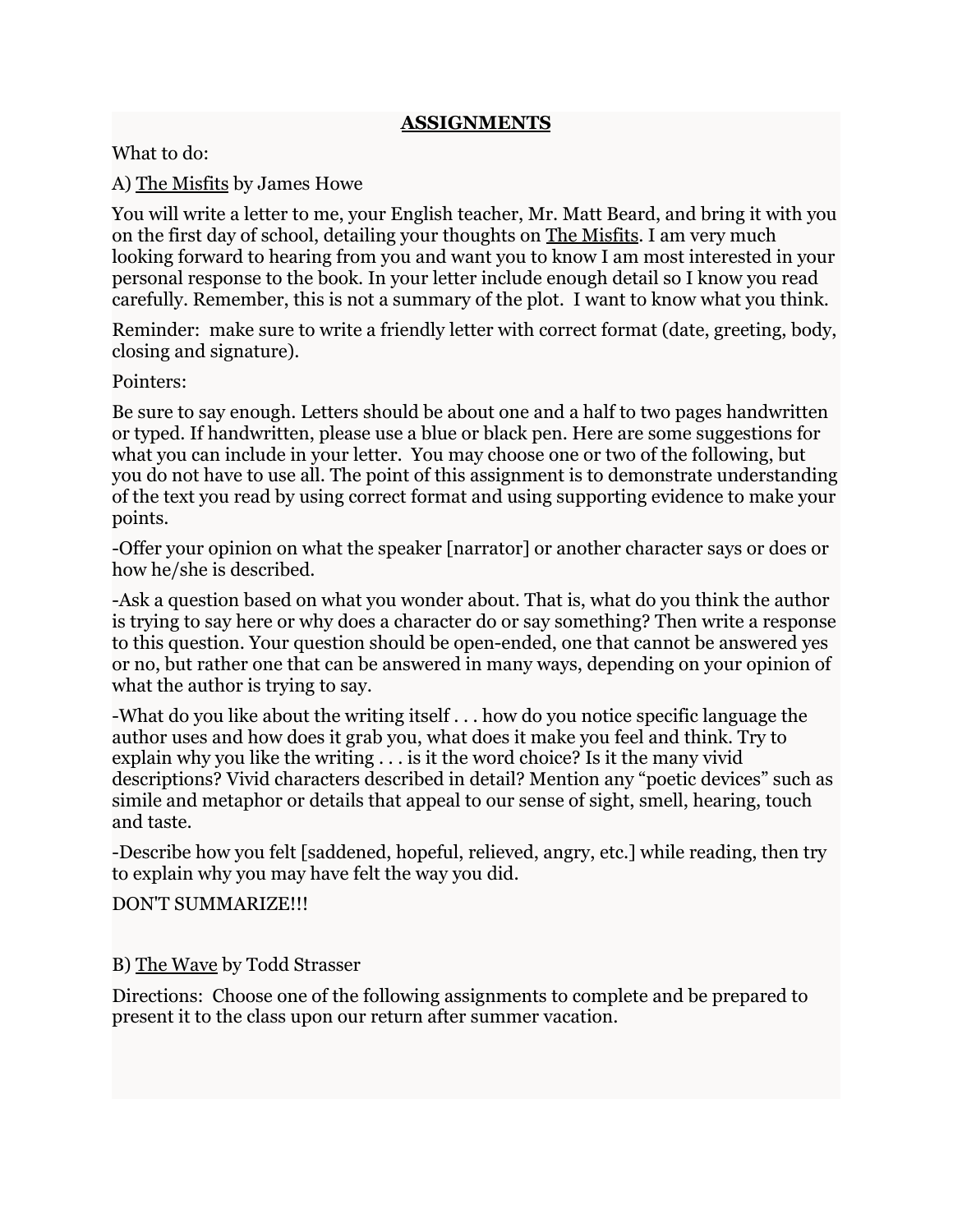# **ASSIGNMENTS**

What to do:

A) The Misfits by James Howe

You will write a letter to me, your English teacher, Mr. Matt Beard, and bring it with you on the first day of school, detailing your thoughts on The Misfits. I am very much looking forward to hearing from you and want you to know I am most interested in your personal response to the book. In your letter include enough detail so I know you read carefully. Remember, this is not a summary of the plot. I want to know what you think.

Reminder: make sure to write a friendly letter with correct format (date, greeting, body, closing and signature).

Pointers:

Be sure to say enough. Letters should be about one and a half to two pages handwritten or typed. If handwritten, please use a blue or black pen. Here are some suggestions for what you can include in your letter. You may choose one or two of the following, but you do not have to use all. The point of this assignment is to demonstrate understanding of the text you read by using correct format and using supporting evidence to make your points.

-Offer your opinion on what the speaker [narrator] or another character says or does or how he/she is described.

-Ask a question based on what you wonder about. That is, what do you think the author is trying to say here or why does a character do or say something? Then write a response to this question. Your question should be open-ended, one that cannot be answered yes or no, but rather one that can be answered in many ways, depending on your opinion of what the author is trying to say.

-What do you like about the writing itself . . . how do you notice specific language the author uses and how does it grab you, what does it make you feel and think. Try to explain why you like the writing . . . is it the word choice? Is it the many vivid descriptions? Vivid characters described in detail? Mention any "poetic devices" such as simile and metaphor or details that appeal to our sense of sight, smell, hearing, touch and taste.

-Describe how you felt [saddened, hopeful, relieved, angry, etc.] while reading, then try to explain why you may have felt the way you did.

DON'T SUMMARIZE!!!

B) The Wave by Todd Strasser

Directions: Choose one of the following assignments to complete and be prepared to present it to the class upon our return after summer vacation.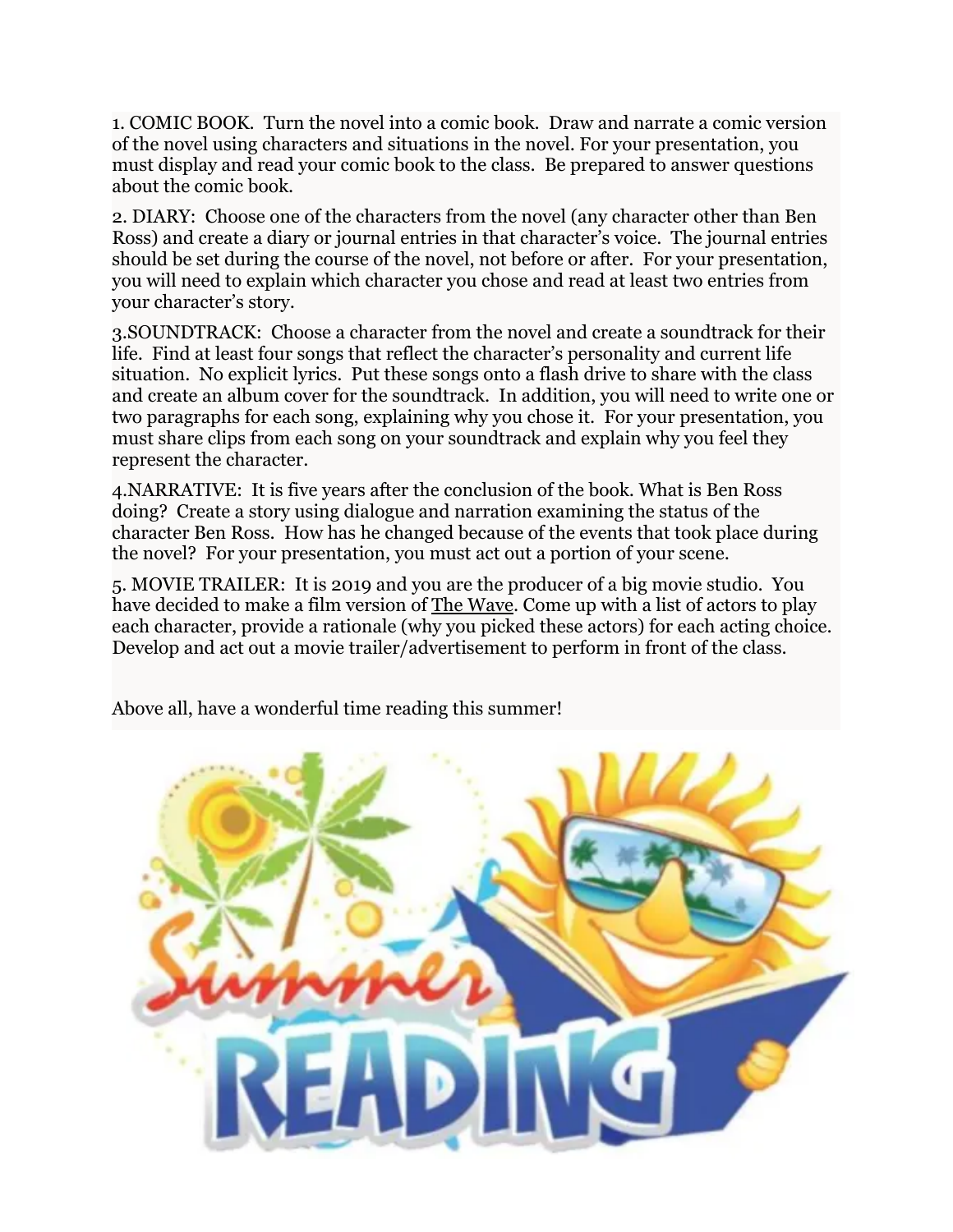1. COMIC BOOK. Turn the novel into a comic book. Draw and narrate a comic version of the novel using characters and situations in the novel. For your presentation, you must display and read your comic book to the class. Be prepared to answer questions about the comic book.

2. DIARY: Choose one of the characters from the novel (any character other than Ben Ross) and create a diary or journal entries in that character's voice. The journal entries should be set during the course of the novel, not before or after. For your presentation, you will need to explain which character you chose and read at least two entries from your character's story.

3.SOUNDTRACK: Choose a character from the novel and create a soundtrack for their life. Find at least four songs that reflect the character's personality and current life situation. No explicit lyrics. Put these songs onto a flash drive to share with the class and create an album cover for the soundtrack. In addition, you will need to write one or two paragraphs for each song, explaining why you chose it. For your presentation, you must share clips from each song on your soundtrack and explain why you feel they represent the character.

4.NARRATIVE: It is five years after the conclusion of the book. What is Ben Ross doing? Create a story using dialogue and narration examining the status of the character Ben Ross. How has he changed because of the events that took place during the novel? For your presentation, you must act out a portion of your scene.

5. MOVIE TRAILER: It is 2019 and you are the producer of a big movie studio. You have decided to make a film version of The Wave. Come up with a list of actors to play each character, provide a rationale (why you picked these actors) for each acting choice. Develop and act out a movie trailer/advertisement to perform in front of the class.

Above all, have a wonderful time reading this summer!